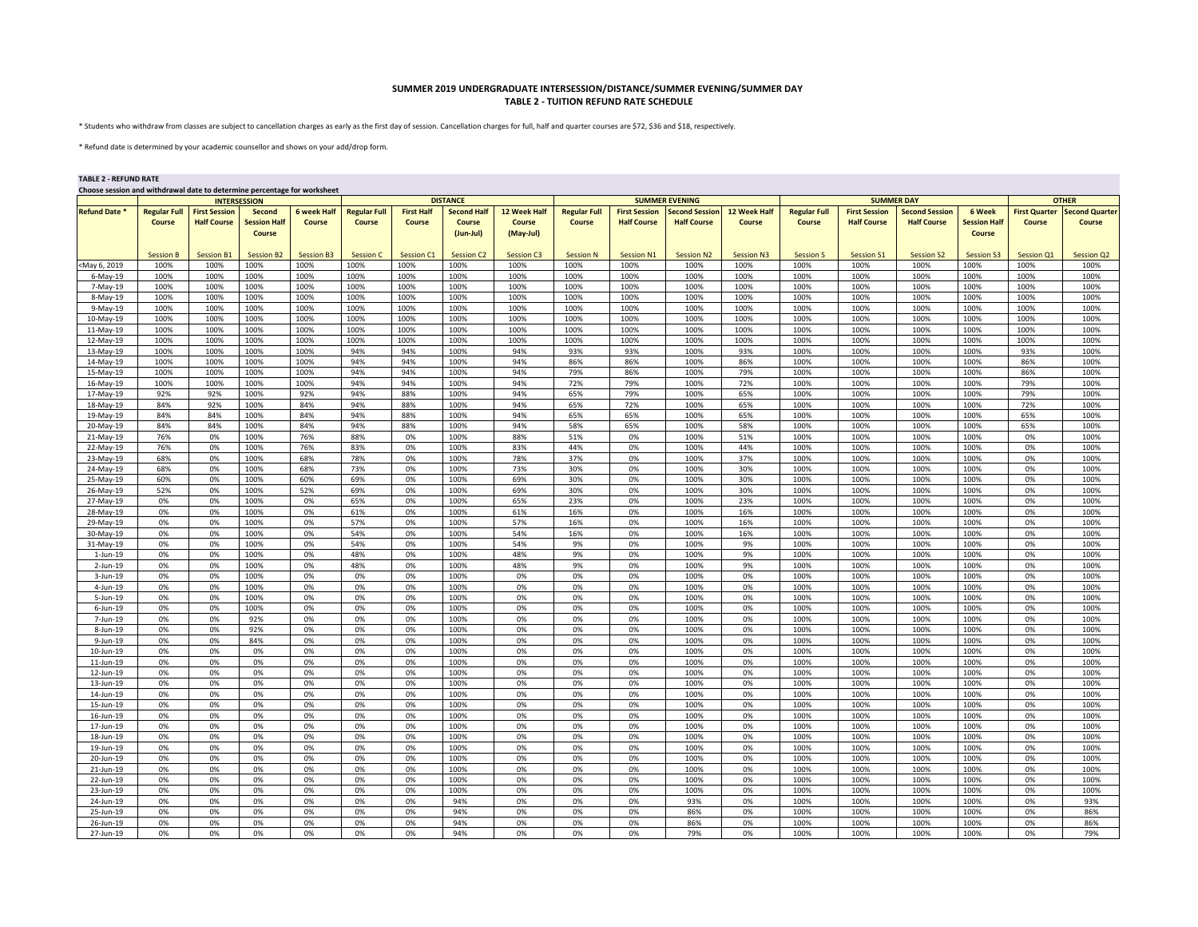# SUMMER 2019 UNDERGRADUATE INTERSESSION/DISTANCE/SUMMER EVENING/SUMMER DAY
## TABLE 2 - TUITION REFUND RATE SCHEDULE

* Students who withdraw from classes are subject to cancellation charges as early as the first day of session. Cancellation charges for full, half and quarter courses are $72, $36 and $18, respectively.

* Refund date is determined by your academic counsellor and shows on your add/drop form.

**TABLE 2 - REFUND RATE**

**Choose session and withdrawal date to determine percentage for worksheet**

| | INTERSESSION | | | | DISTANCE | | | | SUMMER EVENING | | | | SUMMER DAY | | | | OTHER | |
|---|---|---|---|---|---|---|---|---|---|---|---|---|---|---|---|---|---|---|
| **Refund Date *** | **Regular Full Course** | **First Session Half Course** | **Second Session Half Course** | **6 week Half Course** | **Regular Full Course** | **First Half Course** | **Second Half Course (Jun-Jul)** | **12 Week Half Course (May-Jul)** | **Regular Full Course** | **First Session Half Course** | **Second Session Half Course** | **12 Week Half Course** | **Regular Full Course** | **First Session Half Course** | **Second Session Half Course** | **6 Week Session Half Course** | **First Quarter Course** | **Second Quarter Course** |
| | Session B | Session B1 | Session B2 | Session B3 | Session C | Session C1 | Session C2 | Session C3 | Session N | Session N1 | Session N2 | Session N3 | Session S | Session S1 | Session S2 | Session S3 | Session Q1 | Session Q2 |
| <May 6, 2019 | 100% | 100% | 100% | 100% | 100% | 100% | 100% | 100% | 100% | 100% | 100% | 100% | 100% | 100% | 100% | 100% | 100% | 100% |
| 6-May-19 | 100% | 100% | 100% | 100% | 100% | 100% | 100% | 100% | 100% | 100% | 100% | 100% | 100% | 100% | 100% | 100% | 100% | 100% |
| 7-May-19 | 100% | 100% | 100% | 100% | 100% | 100% | 100% | 100% | 100% | 100% | 100% | 100% | 100% | 100% | 100% | 100% | 100% | 100% |
| 8-May-19 | 100% | 100% | 100% | 100% | 100% | 100% | 100% | 100% | 100% | 100% | 100% | 100% | 100% | 100% | 100% | 100% | 100% | 100% |
| 9-May-19 | 100% | 100% | 100% | 100% | 100% | 100% | 100% | 100% | 100% | 100% | 100% | 100% | 100% | 100% | 100% | 100% | 100% | 100% |
| 10-May-19 | 100% | 100% | 100% | 100% | 100% | 100% | 100% | 100% | 100% | 100% | 100% | 100% | 100% | 100% | 100% | 100% | 100% | 100% |
| 11-May-19 | 100% | 100% | 100% | 100% | 100% | 100% | 100% | 100% | 100% | 100% | 100% | 100% | 100% | 100% | 100% | 100% | 100% | 100% |
| 12-May-19 | 100% | 100% | 100% | 100% | 100% | 100% | 100% | 100% | 100% | 100% | 100% | 100% | 100% | 100% | 100% | 100% | 100% | 100% |
| 13-May-19 | 100% | 100% | 100% | 100% | 94% | 94% | 100% | 94% | 93% | 93% | 100% | 93% | 100% | 100% | 100% | 100% | 93% | 100% |
| 14-May-19 | 100% | 100% | 100% | 100% | 94% | 94% | 100% | 94% | 86% | 86% | 100% | 86% | 100% | 100% | 100% | 100% | 86% | 100% |
| 15-May-19 | 100% | 100% | 100% | 100% | 94% | 94% | 100% | 94% | 79% | 86% | 100% | 79% | 100% | 100% | 100% | 100% | 86% | 100% |
| 16-May-19 | 100% | 100% | 100% | 100% | 94% | 94% | 100% | 94% | 72% | 79% | 100% | 72% | 100% | 100% | 100% | 100% | 79% | 100% |
| 17-May-19 | 92% | 92% | 100% | 92% | 94% | 88% | 100% | 94% | 65% | 79% | 100% | 65% | 100% | 100% | 100% | 100% | 79% | 100% |
| 18-May-19 | 84% | 92% | 100% | 84% | 94% | 88% | 100% | 94% | 65% | 72% | 100% | 65% | 100% | 100% | 100% | 100% | 72% | 100% |
| 19-May-19 | 84% | 84% | 100% | 84% | 94% | 88% | 100% | 94% | 65% | 65% | 100% | 65% | 100% | 100% | 100% | 100% | 65% | 100% |
| 20-May-19 | 84% | 84% | 100% | 84% | 94% | 88% | 100% | 94% | 58% | 65% | 100% | 58% | 100% | 100% | 100% | 100% | 65% | 100% |
| 21-May-19 | 76% | 0% | 100% | 76% | 88% | 0% | 100% | 88% | 51% | 0% | 100% | 51% | 100% | 100% | 100% | 100% | 0% | 100% |
| 22-May-19 | 76% | 0% | 100% | 76% | 83% | 0% | 100% | 83% | 44% | 0% | 100% | 44% | 100% | 100% | 100% | 100% | 0% | 100% |
| 23-May-19 | 68% | 0% | 100% | 68% | 78% | 0% | 100% | 78% | 37% | 0% | 100% | 37% | 100% | 100% | 100% | 100% | 0% | 100% |
| 24-May-19 | 68% | 0% | 100% | 68% | 73% | 0% | 100% | 73% | 30% | 0% | 100% | 30% | 100% | 100% | 100% | 100% | 0% | 100% |
| 25-May-19 | 60% | 0% | 100% | 60% | 69% | 0% | 100% | 69% | 30% | 0% | 100% | 30% | 100% | 100% | 100% | 100% | 0% | 100% |
| 26-May-19 | 52% | 0% | 100% | 52% | 69% | 0% | 100% | 69% | 30% | 0% | 100% | 30% | 100% | 100% | 100% | 100% | 0% | 100% |
| 27-May-19 | 0% | 0% | 100% | 0% | 65% | 0% | 100% | 65% | 23% | 0% | 100% | 23% | 100% | 100% | 100% | 100% | 0% | 100% |
| 28-May-19 | 0% | 0% | 100% | 0% | 61% | 0% | 100% | 61% | 16% | 0% | 100% | 16% | 100% | 100% | 100% | 100% | 0% | 100% |
| 29-May-19 | 0% | 0% | 100% | 0% | 57% | 0% | 100% | 57% | 16% | 0% | 100% | 16% | 100% | 100% | 100% | 100% | 0% | 100% |
| 30-May-19 | 0% | 0% | 100% | 0% | 54% | 0% | 100% | 54% | 16% | 0% | 100% | 16% | 100% | 100% | 100% | 100% | 0% | 100% |
| 31-May-19 | 0% | 0% | 100% | 0% | 54% | 0% | 100% | 54% | 9% | 0% | 100% | 9% | 100% | 100% | 100% | 100% | 0% | 100% |
| 1-Jun-19 | 0% | 0% | 100% | 0% | 48% | 0% | 100% | 48% | 9% | 0% | 100% | 9% | 100% | 100% | 100% | 100% | 0% | 100% |
| 2-Jun-19 | 0% | 0% | 100% | 0% | 48% | 0% | 100% | 48% | 9% | 0% | 100% | 9% | 100% | 100% | 100% | 100% | 0% | 100% |
| 3-Jun-19 | 0% | 0% | 100% | 0% | 0% | 0% | 100% | 0% | 0% | 0% | 100% | 0% | 100% | 100% | 100% | 100% | 0% | 100% |
| 4-Jun-19 | 0% | 0% | 100% | 0% | 0% | 0% | 100% | 0% | 0% | 0% | 100% | 0% | 100% | 100% | 100% | 100% | 0% | 100% |
| 5-Jun-19 | 0% | 0% | 100% | 0% | 0% | 0% | 100% | 0% | 0% | 0% | 100% | 0% | 100% | 100% | 100% | 100% | 0% | 100% |
| 6-Jun-19 | 0% | 0% | 100% | 0% | 0% | 0% | 100% | 0% | 0% | 0% | 100% | 0% | 100% | 100% | 100% | 100% | 0% | 100% |
| 7-Jun-19 | 0% | 0% | 92% | 0% | 0% | 0% | 100% | 0% | 0% | 0% | 100% | 0% | 100% | 100% | 100% | 100% | 0% | 100% |
| 8-Jun-19 | 0% | 0% | 92% | 0% | 0% | 0% | 100% | 0% | 0% | 0% | 100% | 0% | 100% | 100% | 100% | 100% | 0% | 100% |
| 9-Jun-19 | 0% | 0% | 84% | 0% | 0% | 0% | 100% | 0% | 0% | 0% | 100% | 0% | 100% | 100% | 100% | 100% | 0% | 100% |
| 10-Jun-19 | 0% | 0% | 0% | 0% | 0% | 0% | 100% | 0% | 0% | 0% | 100% | 0% | 100% | 100% | 100% | 100% | 0% | 100% |
| 11-Jun-19 | 0% | 0% | 0% | 0% | 0% | 0% | 100% | 0% | 0% | 0% | 100% | 0% | 100% | 100% | 100% | 100% | 0% | 100% |
| 12-Jun-19 | 0% | 0% | 0% | 0% | 0% | 0% | 100% | 0% | 0% | 0% | 100% | 0% | 100% | 100% | 100% | 100% | 0% | 100% |
| 13-Jun-19 | 0% | 0% | 0% | 0% | 0% | 0% | 100% | 0% | 0% | 0% | 100% | 0% | 100% | 100% | 100% | 100% | 0% | 100% |
| 14-Jun-19 | 0% | 0% | 0% | 0% | 0% | 0% | 100% | 0% | 0% | 0% | 100% | 0% | 100% | 100% | 100% | 100% | 0% | 100% |
| 15-Jun-19 | 0% | 0% | 0% | 0% | 0% | 0% | 100% | 0% | 0% | 0% | 100% | 0% | 100% | 100% | 100% | 100% | 0% | 100% |
| 16-Jun-19 | 0% | 0% | 0% | 0% | 0% | 0% | 100% | 0% | 0% | 0% | 100% | 0% | 100% | 100% | 100% | 100% | 0% | 100% |
| 17-Jun-19 | 0% | 0% | 0% | 0% | 0% | 0% | 100% | 0% | 0% | 0% | 100% | 0% | 100% | 100% | 100% | 100% | 0% | 100% |
| 18-Jun-19 | 0% | 0% | 0% | 0% | 0% | 0% | 100% | 0% | 0% | 0% | 100% | 0% | 100% | 100% | 100% | 100% | 0% | 100% |
| 19-Jun-19 | 0% | 0% | 0% | 0% | 0% | 0% | 100% | 0% | 0% | 0% | 100% | 0% | 100% | 100% | 100% | 100% | 0% | 100% |
| 20-Jun-19 | 0% | 0% | 0% | 0% | 0% | 0% | 100% | 0% | 0% | 0% | 100% | 0% | 100% | 100% | 100% | 100% | 0% | 100% |
| 21-Jun-19 | 0% | 0% | 0% | 0% | 0% | 0% | 100% | 0% | 0% | 0% | 100% | 0% | 100% | 100% | 100% | 100% | 0% | 100% |
| 22-Jun-19 | 0% | 0% | 0% | 0% | 0% | 0% | 100% | 0% | 0% | 0% | 100% | 0% | 100% | 100% | 100% | 100% | 0% | 100% |
| 23-Jun-19 | 0% | 0% | 0% | 0% | 0% | 0% | 100% | 0% | 0% | 0% | 100% | 0% | 100% | 100% | 100% | 100% | 0% | 100% |
| 24-Jun-19 | 0% | 0% | 0% | 0% | 0% | 0% | 94% | 0% | 0% | 0% | 93% | 0% | 100% | 100% | 100% | 100% | 0% | 93% |
| 25-Jun-19 | 0% | 0% | 0% | 0% | 0% | 0% | 94% | 0% | 0% | 0% | 86% | 0% | 100% | 100% | 100% | 100% | 0% | 86% |
| 26-Jun-19 | 0% | 0% | 0% | 0% | 0% | 0% | 94% | 0% | 0% | 0% | 86% | 0% | 100% | 100% | 100% | 100% | 0% | 86% |
| 27-Jun-19 | 0% | 0% | 0% | 0% | 0% | 0% | 94% | 0% | 0% | 0% | 79% | 0% | 100% | 100% | 100% | 100% | 0% | 79% |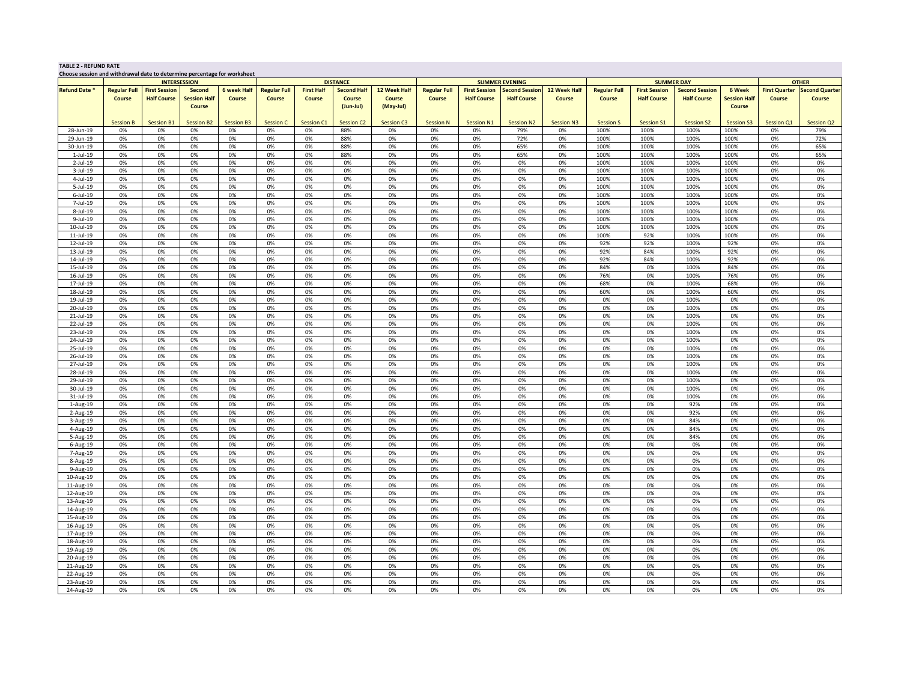**TABLE 2 - REFUND RATE**

Choose session and withdrawal date to determine percentage for worksheet

| | INTERSESSION | | | | DISTANCE | | | | SUMMER EVENING | | | | SUMMER DAY | | | | OTHER | |
|---|---|---|---|---|---|---|---|---|---|---|---|---|---|---|---|---|---|---|
| Refund Date * | Regular Full Course | First Session Half Course | Second Session Half Course | 6 week Half Course | Regular Full Course | First Half Course | Second Half Course (Jun-Jul) | 12 Week Half Course (May-Jul) | Regular Full Course | First Session Half Course | Second Session Half Course | 12 Week Half Course | Regular Full Course | First Session Half Course | Second Session Half Course | 6 Week Session Half Course | First Quarter Course | Second Quarter Course |
| | Session B | Session B1 | Session B2 | Session B3 | Session C | Session C1 | Session C2 | Session C3 | Session N | Session N1 | Session N2 | Session N3 | Session S | Session S1 | Session S2 | Session S3 | Session Q1 | Session Q2 |
| 28-Jun-19 | 0% | 0% | 0% | 0% | 0% | 0% | 88% | 0% | 0% | 0% | 79% | 0% | 100% | 100% | 100% | 100% | 0% | 79% |
| 29-Jun-19 | 0% | 0% | 0% | 0% | 0% | 0% | 88% | 0% | 0% | 0% | 72% | 0% | 100% | 100% | 100% | 100% | 0% | 72% |
| 30-Jun-19 | 0% | 0% | 0% | 0% | 0% | 0% | 88% | 0% | 0% | 0% | 65% | 0% | 100% | 100% | 100% | 100% | 0% | 65% |
| 1-Jul-19 | 0% | 0% | 0% | 0% | 0% | 0% | 88% | 0% | 0% | 0% | 65% | 0% | 100% | 100% | 100% | 100% | 0% | 65% |
| 2-Jul-19 | 0% | 0% | 0% | 0% | 0% | 0% | 0% | 0% | 0% | 0% | 0% | 0% | 100% | 100% | 100% | 100% | 0% | 0% |
| 3-Jul-19 | 0% | 0% | 0% | 0% | 0% | 0% | 0% | 0% | 0% | 0% | 0% | 0% | 100% | 100% | 100% | 100% | 0% | 0% |
| 4-Jul-19 | 0% | 0% | 0% | 0% | 0% | 0% | 0% | 0% | 0% | 0% | 0% | 0% | 100% | 100% | 100% | 100% | 0% | 0% |
| 5-Jul-19 | 0% | 0% | 0% | 0% | 0% | 0% | 0% | 0% | 0% | 0% | 0% | 0% | 100% | 100% | 100% | 100% | 0% | 0% |
| 6-Jul-19 | 0% | 0% | 0% | 0% | 0% | 0% | 0% | 0% | 0% | 0% | 0% | 0% | 100% | 100% | 100% | 100% | 0% | 0% |
| 7-Jul-19 | 0% | 0% | 0% | 0% | 0% | 0% | 0% | 0% | 0% | 0% | 0% | 0% | 100% | 100% | 100% | 100% | 0% | 0% |
| 8-Jul-19 | 0% | 0% | 0% | 0% | 0% | 0% | 0% | 0% | 0% | 0% | 0% | 0% | 100% | 100% | 100% | 100% | 0% | 0% |
| 9-Jul-19 | 0% | 0% | 0% | 0% | 0% | 0% | 0% | 0% | 0% | 0% | 0% | 0% | 100% | 100% | 100% | 100% | 0% | 0% |
| 10-Jul-19 | 0% | 0% | 0% | 0% | 0% | 0% | 0% | 0% | 0% | 0% | 0% | 0% | 100% | 100% | 100% | 100% | 0% | 0% |
| 11-Jul-19 | 0% | 0% | 0% | 0% | 0% | 0% | 0% | 0% | 0% | 0% | 0% | 0% | 100% | 92% | 100% | 100% | 0% | 0% |
| 12-Jul-19 | 0% | 0% | 0% | 0% | 0% | 0% | 0% | 0% | 0% | 0% | 0% | 0% | 92% | 92% | 100% | 92% | 0% | 0% |
| 13-Jul-19 | 0% | 0% | 0% | 0% | 0% | 0% | 0% | 0% | 0% | 0% | 0% | 0% | 92% | 84% | 100% | 92% | 0% | 0% |
| 14-Jul-19 | 0% | 0% | 0% | 0% | 0% | 0% | 0% | 0% | 0% | 0% | 0% | 0% | 92% | 84% | 100% | 92% | 0% | 0% |
| 15-Jul-19 | 0% | 0% | 0% | 0% | 0% | 0% | 0% | 0% | 0% | 0% | 0% | 0% | 84% | 0% | 100% | 84% | 0% | 0% |
| 16-Jul-19 | 0% | 0% | 0% | 0% | 0% | 0% | 0% | 0% | 0% | 0% | 0% | 0% | 76% | 0% | 100% | 76% | 0% | 0% |
| 17-Jul-19 | 0% | 0% | 0% | 0% | 0% | 0% | 0% | 0% | 0% | 0% | 0% | 0% | 68% | 0% | 100% | 68% | 0% | 0% |
| 18-Jul-19 | 0% | 0% | 0% | 0% | 0% | 0% | 0% | 0% | 0% | 0% | 0% | 0% | 60% | 0% | 100% | 60% | 0% | 0% |
| 19-Jul-19 | 0% | 0% | 0% | 0% | 0% | 0% | 0% | 0% | 0% | 0% | 0% | 0% | 0% | 0% | 100% | 0% | 0% | 0% |
| 20-Jul-19 | 0% | 0% | 0% | 0% | 0% | 0% | 0% | 0% | 0% | 0% | 0% | 0% | 0% | 0% | 100% | 0% | 0% | 0% |
| 21-Jul-19 | 0% | 0% | 0% | 0% | 0% | 0% | 0% | 0% | 0% | 0% | 0% | 0% | 0% | 0% | 100% | 0% | 0% | 0% |
| 22-Jul-19 | 0% | 0% | 0% | 0% | 0% | 0% | 0% | 0% | 0% | 0% | 0% | 0% | 0% | 0% | 100% | 0% | 0% | 0% |
| 23-Jul-19 | 0% | 0% | 0% | 0% | 0% | 0% | 0% | 0% | 0% | 0% | 0% | 0% | 0% | 0% | 100% | 0% | 0% | 0% |
| 24-Jul-19 | 0% | 0% | 0% | 0% | 0% | 0% | 0% | 0% | 0% | 0% | 0% | 0% | 0% | 0% | 100% | 0% | 0% | 0% |
| 25-Jul-19 | 0% | 0% | 0% | 0% | 0% | 0% | 0% | 0% | 0% | 0% | 0% | 0% | 0% | 0% | 100% | 0% | 0% | 0% |
| 26-Jul-19 | 0% | 0% | 0% | 0% | 0% | 0% | 0% | 0% | 0% | 0% | 0% | 0% | 0% | 0% | 100% | 0% | 0% | 0% |
| 27-Jul-19 | 0% | 0% | 0% | 0% | 0% | 0% | 0% | 0% | 0% | 0% | 0% | 0% | 0% | 0% | 100% | 0% | 0% | 0% |
| 28-Jul-19 | 0% | 0% | 0% | 0% | 0% | 0% | 0% | 0% | 0% | 0% | 0% | 0% | 0% | 0% | 100% | 0% | 0% | 0% |
| 29-Jul-19 | 0% | 0% | 0% | 0% | 0% | 0% | 0% | 0% | 0% | 0% | 0% | 0% | 0% | 0% | 100% | 0% | 0% | 0% |
| 30-Jul-19 | 0% | 0% | 0% | 0% | 0% | 0% | 0% | 0% | 0% | 0% | 0% | 0% | 0% | 0% | 100% | 0% | 0% | 0% |
| 31-Jul-19 | 0% | 0% | 0% | 0% | 0% | 0% | 0% | 0% | 0% | 0% | 0% | 0% | 0% | 0% | 100% | 0% | 0% | 0% |
| 1-Aug-19 | 0% | 0% | 0% | 0% | 0% | 0% | 0% | 0% | 0% | 0% | 0% | 0% | 0% | 0% | 92% | 0% | 0% | 0% |
| 2-Aug-19 | 0% | 0% | 0% | 0% | 0% | 0% | 0% | 0% | 0% | 0% | 0% | 0% | 0% | 0% | 92% | 0% | 0% | 0% |
| 3-Aug-19 | 0% | 0% | 0% | 0% | 0% | 0% | 0% | 0% | 0% | 0% | 0% | 0% | 0% | 0% | 84% | 0% | 0% | 0% |
| 4-Aug-19 | 0% | 0% | 0% | 0% | 0% | 0% | 0% | 0% | 0% | 0% | 0% | 0% | 0% | 0% | 84% | 0% | 0% | 0% |
| 5-Aug-19 | 0% | 0% | 0% | 0% | 0% | 0% | 0% | 0% | 0% | 0% | 0% | 0% | 0% | 0% | 84% | 0% | 0% | 0% |
| 6-Aug-19 | 0% | 0% | 0% | 0% | 0% | 0% | 0% | 0% | 0% | 0% | 0% | 0% | 0% | 0% | 0% | 0% | 0% | 0% |
| 7-Aug-19 | 0% | 0% | 0% | 0% | 0% | 0% | 0% | 0% | 0% | 0% | 0% | 0% | 0% | 0% | 0% | 0% | 0% | 0% |
| 8-Aug-19 | 0% | 0% | 0% | 0% | 0% | 0% | 0% | 0% | 0% | 0% | 0% | 0% | 0% | 0% | 0% | 0% | 0% | 0% |
| 9-Aug-19 | 0% | 0% | 0% | 0% | 0% | 0% | 0% | 0% | 0% | 0% | 0% | 0% | 0% | 0% | 0% | 0% | 0% | 0% |
| 10-Aug-19 | 0% | 0% | 0% | 0% | 0% | 0% | 0% | 0% | 0% | 0% | 0% | 0% | 0% | 0% | 0% | 0% | 0% | 0% |
| 11-Aug-19 | 0% | 0% | 0% | 0% | 0% | 0% | 0% | 0% | 0% | 0% | 0% | 0% | 0% | 0% | 0% | 0% | 0% | 0% |
| 12-Aug-19 | 0% | 0% | 0% | 0% | 0% | 0% | 0% | 0% | 0% | 0% | 0% | 0% | 0% | 0% | 0% | 0% | 0% | 0% |
| 13-Aug-19 | 0% | 0% | 0% | 0% | 0% | 0% | 0% | 0% | 0% | 0% | 0% | 0% | 0% | 0% | 0% | 0% | 0% | 0% |
| 14-Aug-19 | 0% | 0% | 0% | 0% | 0% | 0% | 0% | 0% | 0% | 0% | 0% | 0% | 0% | 0% | 0% | 0% | 0% | 0% |
| 15-Aug-19 | 0% | 0% | 0% | 0% | 0% | 0% | 0% | 0% | 0% | 0% | 0% | 0% | 0% | 0% | 0% | 0% | 0% | 0% |
| 16-Aug-19 | 0% | 0% | 0% | 0% | 0% | 0% | 0% | 0% | 0% | 0% | 0% | 0% | 0% | 0% | 0% | 0% | 0% | 0% |
| 17-Aug-19 | 0% | 0% | 0% | 0% | 0% | 0% | 0% | 0% | 0% | 0% | 0% | 0% | 0% | 0% | 0% | 0% | 0% | 0% |
| 18-Aug-19 | 0% | 0% | 0% | 0% | 0% | 0% | 0% | 0% | 0% | 0% | 0% | 0% | 0% | 0% | 0% | 0% | 0% | 0% |
| 19-Aug-19 | 0% | 0% | 0% | 0% | 0% | 0% | 0% | 0% | 0% | 0% | 0% | 0% | 0% | 0% | 0% | 0% | 0% | 0% |
| 20-Aug-19 | 0% | 0% | 0% | 0% | 0% | 0% | 0% | 0% | 0% | 0% | 0% | 0% | 0% | 0% | 0% | 0% | 0% | 0% |
| 21-Aug-19 | 0% | 0% | 0% | 0% | 0% | 0% | 0% | 0% | 0% | 0% | 0% | 0% | 0% | 0% | 0% | 0% | 0% | 0% |
| 22-Aug-19 | 0% | 0% | 0% | 0% | 0% | 0% | 0% | 0% | 0% | 0% | 0% | 0% | 0% | 0% | 0% | 0% | 0% | 0% |
| 23-Aug-19 | 0% | 0% | 0% | 0% | 0% | 0% | 0% | 0% | 0% | 0% | 0% | 0% | 0% | 0% | 0% | 0% | 0% | 0% |
| 24-Aug-19 | 0% | 0% | 0% | 0% | 0% | 0% | 0% | 0% | 0% | 0% | 0% | 0% | 0% | 0% | 0% | 0% | 0% | 0% |